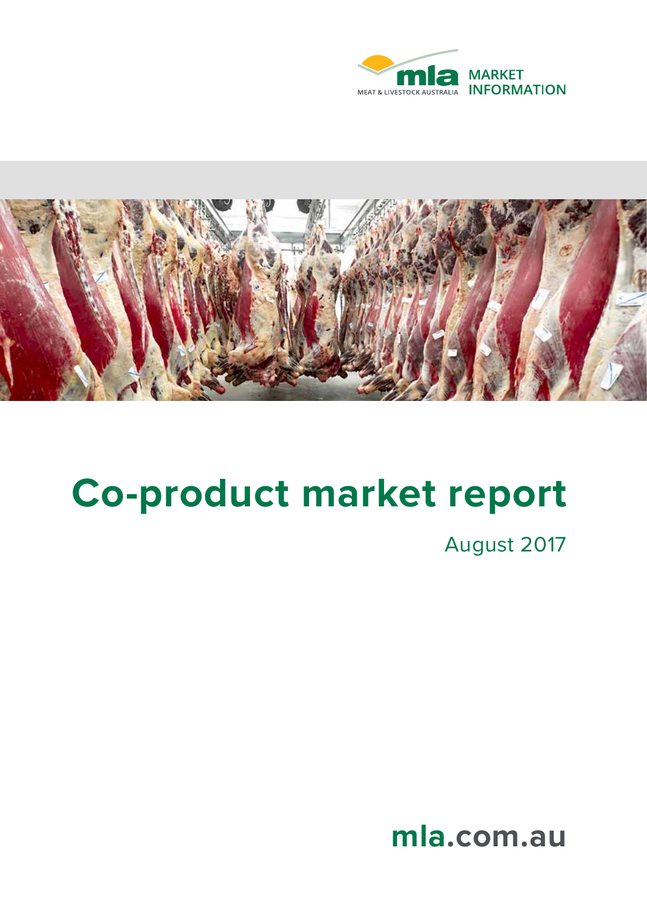mla MEAT & LIVESTOCK AUSTRALIA MARKET INFORMATION

# Co-product market report

August 2017

mla.com.au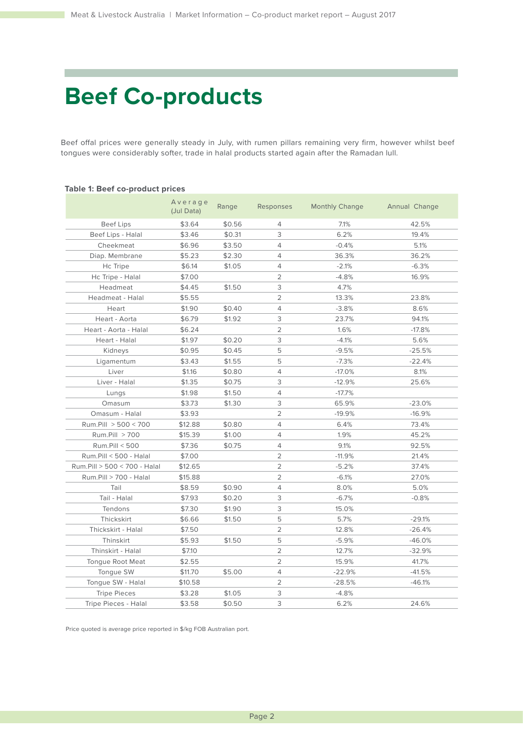# Beef Co-products

Beef offal prices were generally steady in July, with rumen pillars remaining very firm, however whilst beef tongues were considerably softer, trade in halal products started again after the Ramadan lull.

**Table 1: Beef co-product prices**

| | Average (Jul Data) | Range | Responses | Monthly Change | Annual Change |
|---|---|---|---|---|---|
| Beef Lips | $3.64 | $0.56 | 4 | 7.1% | 42.5% |
| Beef Lips - Halal | $3.46 | $0.31 | 3 | 6.2% | 19.4% |
| Cheekmeat | $6.96 | $3.50 | 4 | -0.4% | 5.1% |
| Diap. Membrane | $5.23 | $2.30 | 4 | 36.3% | 36.2% |
| Hc Tripe | $6.14 | $1.05 | 4 | -2.1% | -6.3% |
| Hc Tripe - Halal | $7.00 | | 2 | -4.8% | 16.9% |
| Headmeat | $4.45 | $1.50 | 3 | 4.7% | |
| Headmeat - Halal | $5.55 | | 2 | 13.3% | 23.8% |
| Heart | $1.90 | $0.40 | 4 | -3.8% | 8.6% |
| Heart - Aorta | $6.79 | $1.92 | 3 | 23.7% | 94.1% |
| Heart - Aorta - Halal | $6.24 | | 2 | 1.6% | -17.8% |
| Heart - Halal | $1.97 | $0.20 | 3 | -4.1% | 5.6% |
| Kidneys | $0.95 | $0.45 | 5 | -9.5% | -25.5% |
| Ligamentum | $3.43 | $1.55 | 5 | -7.3% | -22.4% |
| Liver | $1.16 | $0.80 | 4 | -17.0% | 8.1% |
| Liver - Halal | $1.35 | $0.75 | 3 | -12.9% | 25.6% |
| Lungs | $1.98 | $1.50 | 4 | -17.7% | |
| Omasum | $3.73 | $1.30 | 3 | 65.9% | -23.0% |
| Omasum - Halal | $3.93 | | 2 | -19.9% | -16.9% |
| Rum.Pill > 500 < 700 | $12.88 | $0.80 | 4 | 6.4% | 73.4% |
| Rum.Pill > 700 | $15.39 | $1.00 | 4 | 1.9% | 45.2% |
| Rum.Pill < 500 | $7.36 | $0.75 | 4 | 9.1% | 92.5% |
| Rum.Pill < 500 - Halal | $7.00 | | 2 | -11.9% | 21.4% |
| Rum.Pill > 500 < 700 - Halal | $12.65 | | 2 | -5.2% | 37.4% |
| Rum.Pill > 700 - Halal | $15.88 | | 2 | -6.1% | 27.0% |
| Tail | $8.59 | $0.90 | 4 | 8.0% | 5.0% |
| Tail - Halal | $7.93 | $0.20 | 3 | -6.7% | -0.8% |
| Tendons | $7.30 | $1.90 | 3 | 15.0% | |
| Thickskirt | $6.66 | $1.50 | 5 | 5.7% | -29.1% |
| Thickskirt - Halal | $7.50 | | 2 | 12.8% | -26.4% |
| Thinskirt | $5.93 | $1.50 | 5 | -5.9% | -46.0% |
| Thinskirt - Halal | $7.10 | | 2 | 12.7% | -32.9% |
| Tongue Root Meat | $2.55 | | 2 | 15.9% | 41.7% |
| Tongue SW | $11.70 | $5.00 | 4 | -22.9% | -41.5% |
| Tongue SW - Halal | $10.58 | | 2 | -28.5% | -46.1% |
| Tripe Pieces | $3.28 | $1.05 | 3 | -4.8% | |
| Tripe Pieces - Halal | $3.58 | $0.50 | 3 | 6.2% | 24.6% |

Price quoted is average price reported in $/kg FOB Australian port.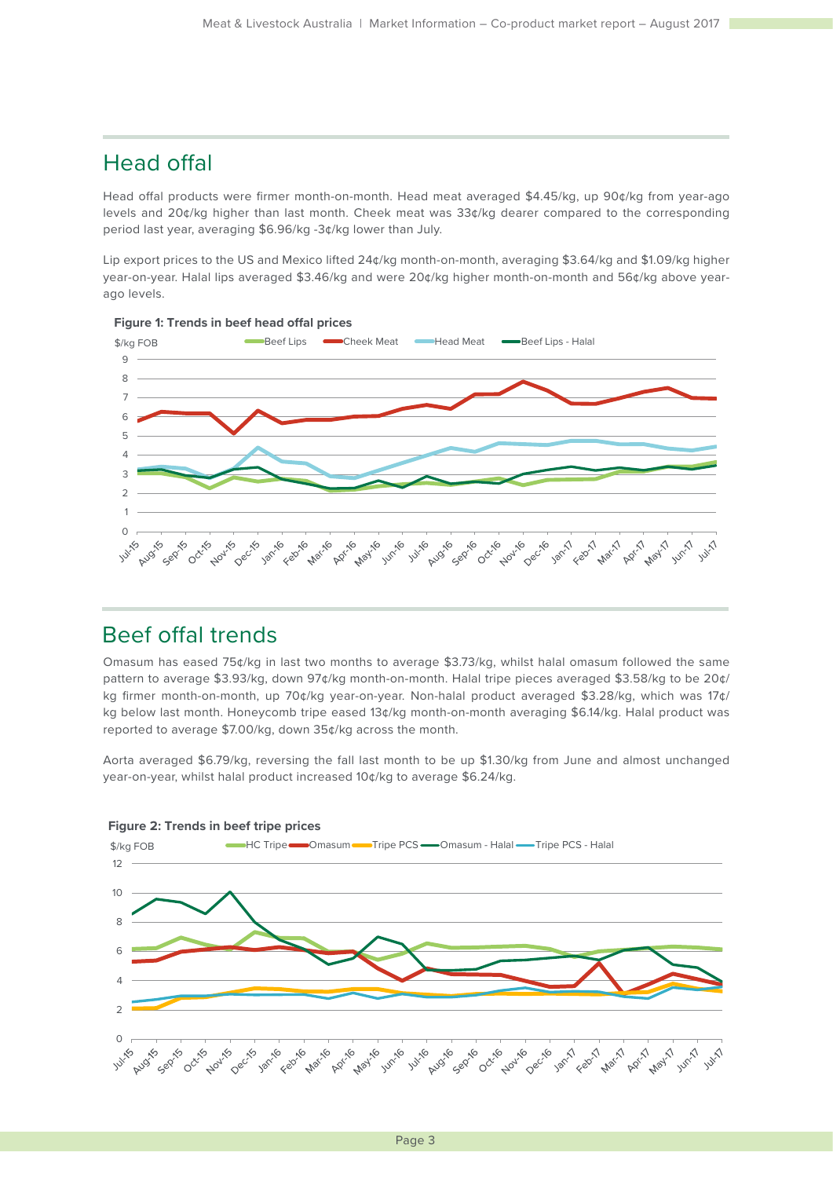## Head offal

Head offal products were firmer month-on-month. Head meat averaged $4.45/kg, up 90¢/kg from year-ago levels and 20¢/kg higher than last month. Cheek meat was 33¢/kg dearer compared to the corresponding period last year, averaging $6.96/kg -3¢/kg lower than July.

Lip export prices to the US and Mexico lifted 24¢/kg month-on-month, averaging $3.64/kg and $1.09/kg higher year-on-year. Halal lips averaged $3.46/kg and were 20¢/kg higher month-on-month and 56¢/kg above year-ago levels.

**Figure 1: Trends in beef head offal prices**

## Beef offal trends

Omasum has eased 75¢/kg in last two months to average $3.73/kg, whilst halal omasum followed the same pattern to average $3.93/kg, down 97¢/kg month-on-month. Halal tripe pieces averaged $3.58/kg to be 20¢/kg firmer month-on-month, up 70¢/kg year-on-year. Non-halal product averaged $3.28/kg, which was 17¢/kg below last month. Honeycomb tripe eased 13¢/kg month-on-month averaging $6.14/kg. Halal product was reported to average $7.00/kg, down 35¢/kg across the month.

Aorta averaged $6.79/kg, reversing the fall last month to be up $1.30/kg from June and almost unchanged year-on-year, whilst halal product increased 10¢/kg to average $6.24/kg.

**Figure 2: Trends in beef tripe prices**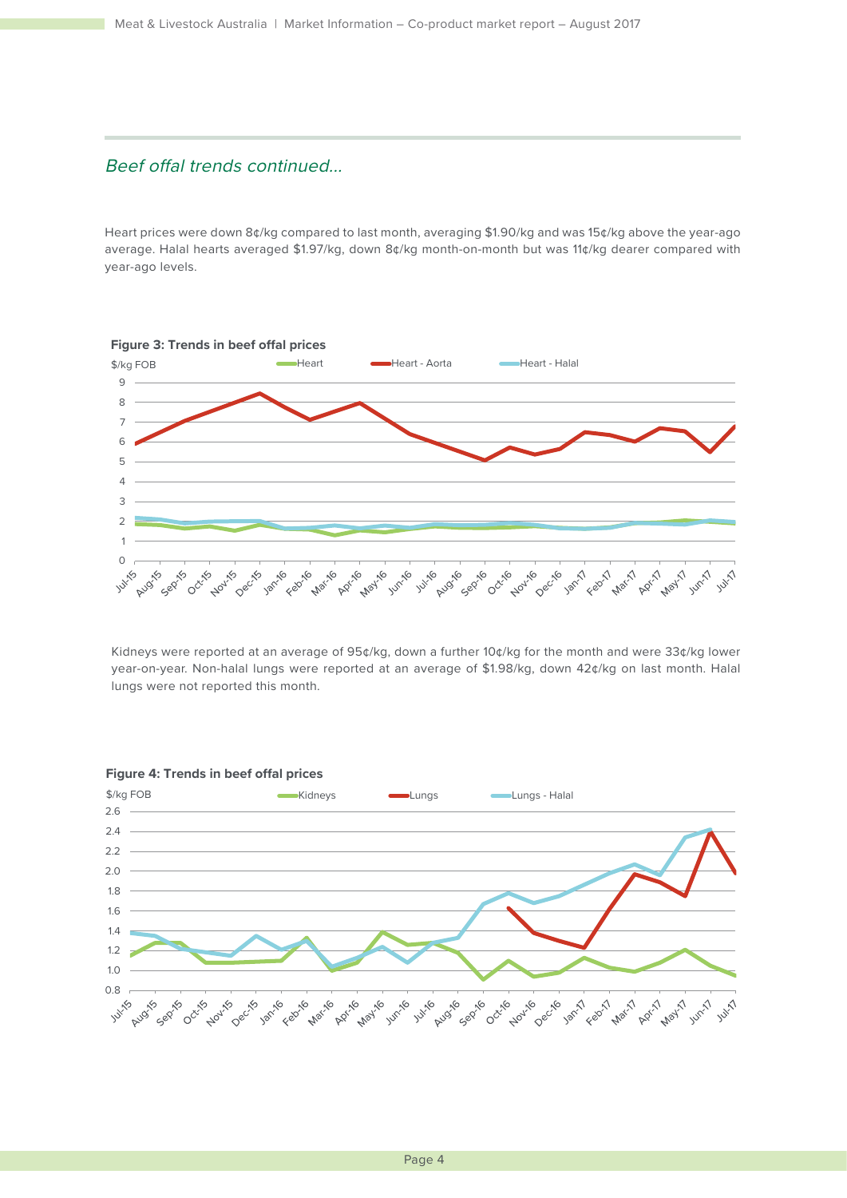## Beef offal trends continued...

Heart prices were down 8¢/kg compared to last month, averaging $1.90/kg and was 15¢/kg above the year-ago average. Halal hearts averaged $1.97/kg, down 8¢/kg month-on-month but was 11¢/kg dearer compared with year-ago levels.

**Figure 3: Trends in beef offal prices**

Kidneys were reported at an average of 95¢/kg, down a further 10¢/kg for the month and were 33¢/kg lower year-on-year. Non-halal lungs were reported at an average of $1.98/kg, down 42¢/kg on last month. Halal lungs were not reported this month.

**Figure 4: Trends in beef offal prices**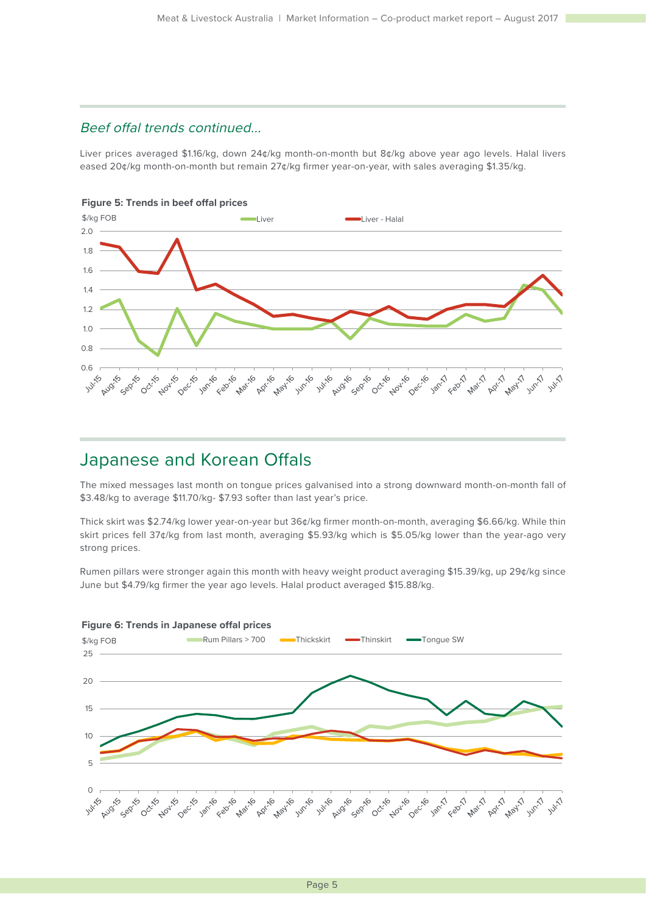### *Beef offal trends continued...*

Liver prices averaged $1.16/kg, down 24¢/kg month-on-month but 8¢/kg above year ago levels. Halal livers eased 20¢/kg month-on-month but remain 27¢/kg firmer year-on-year, with sales averaging $1.35/kg.

**Figure 5: Trends in beef offal prices**

## Japanese and Korean Offals

The mixed messages last month on tongue prices galvanised into a strong downward month-on-month fall of $3.48/kg to average $11.70/kg- $7.93 softer than last year's price.

Thick skirt was $2.74/kg lower year-on-year but 36¢/kg firmer month-on-month, averaging $6.66/kg. While thin skirt prices fell 37¢/kg from last month, averaging $5.93/kg which is $5.05/kg lower than the year-ago very strong prices.

Rumen pillars were stronger again this month with heavy weight product averaging $15.39/kg, up 29¢/kg since June but $4.79/kg firmer the year ago levels. Halal product averaged $15.88/kg.

**Figure 6: Trends in Japanese offal prices**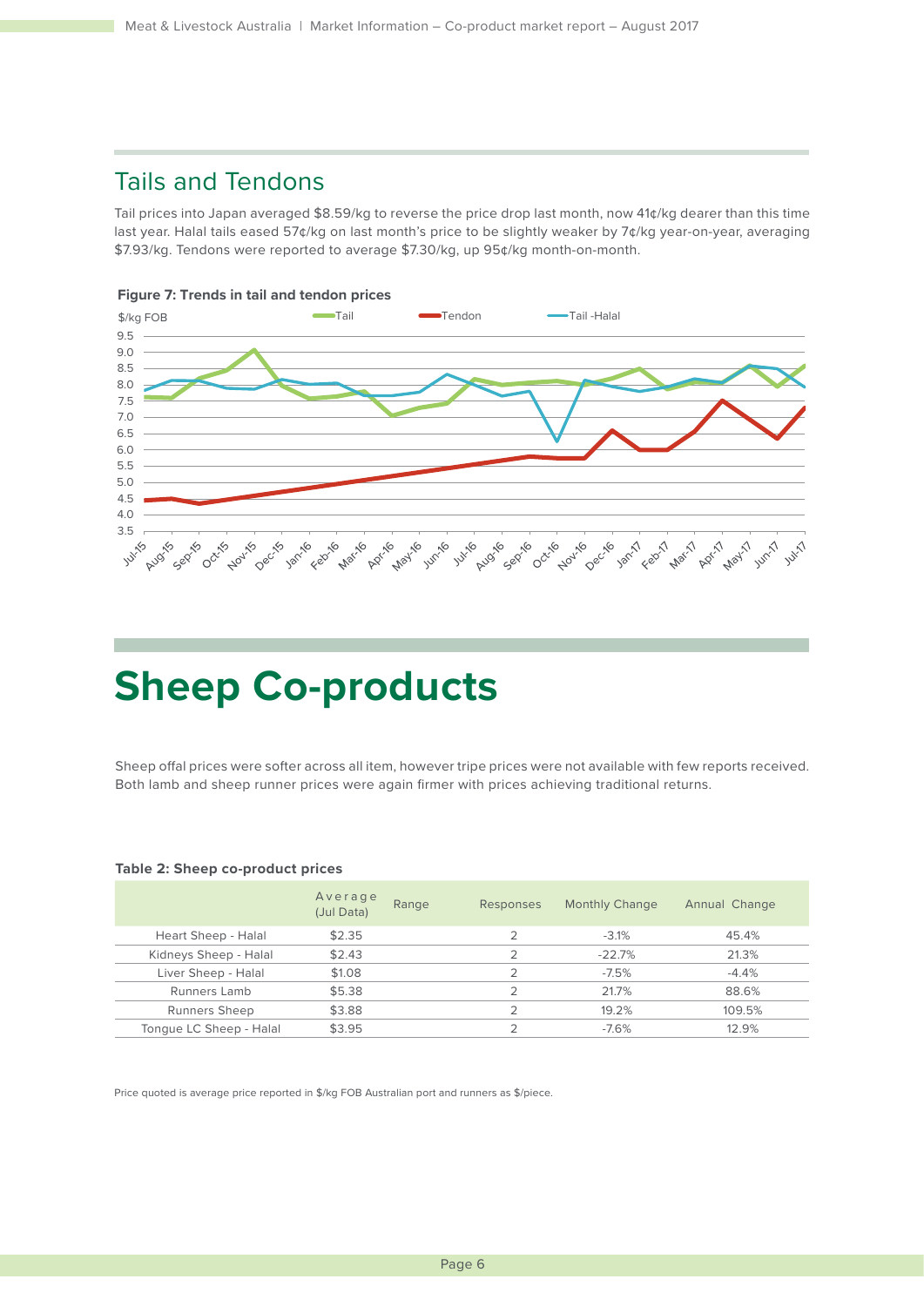## Tails and Tendons

Tail prices into Japan averaged $8.59/kg to reverse the price drop last month, now 41¢/kg dearer than this time last year. Halal tails eased 57¢/kg on last month's price to be slightly weaker by 7¢/kg year-on-year, averaging $7.93/kg. Tendons were reported to average $7.30/kg, up 95¢/kg month-on-month.

**Figure 7: Trends in tail and tendon prices**

# Sheep Co-products

Sheep offal prices were softer across all item, however tripe prices were not available with few reports received. Both lamb and sheep runner prices were again firmer with prices achieving traditional returns.

**Table 2: Sheep co-product prices**

| | Average (Jul Data) | Range | Responses | Monthly Change | Annual Change |
|---|---|---|---|---|---|
| Heart Sheep - Halal | $2.35 | | 2 | -3.1% | 45.4% |
| Kidneys Sheep - Halal | $2.43 | | 2 | -22.7% | 21.3% |
| Liver Sheep - Halal | $1.08 | | 2 | -7.5% | -4.4% |
| Runners Lamb | $5.38 | | 2 | 21.7% | 88.6% |
| Runners Sheep | $3.88 | | 2 | 19.2% | 109.5% |
| Tongue LC Sheep - Halal | $3.95 | | 2 | -7.6% | 12.9% |

Price quoted is average price reported in $/kg FOB Australian port and runners as $/piece.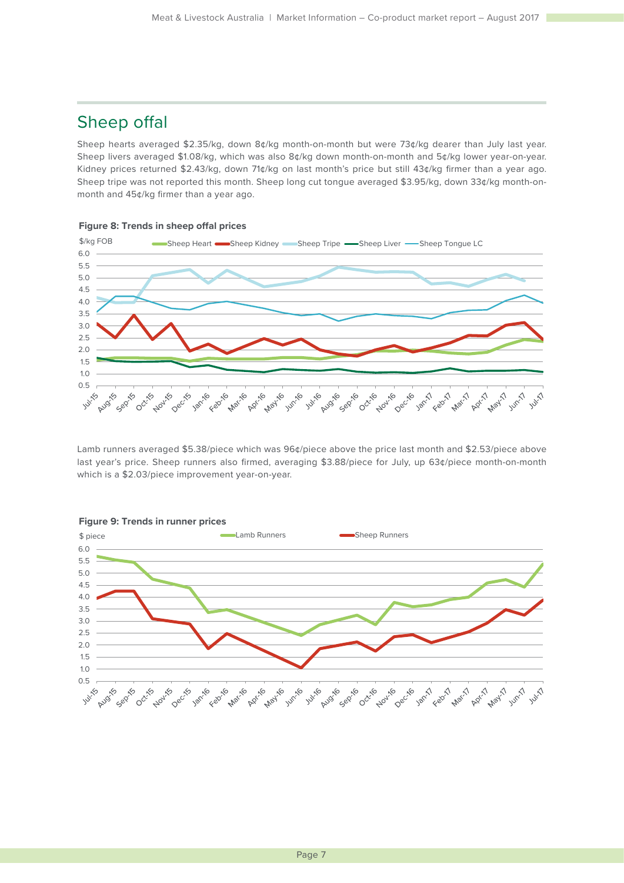## Sheep offal

Sheep hearts averaged $2.35/kg, down 8¢/kg month-on-month but were 73¢/kg dearer than July last year. Sheep livers averaged $1.08/kg, which was also 8¢/kg down month-on-month and 5¢/kg lower year-on-year. Kidney prices returned $2.43/kg, down 71¢/kg on last month's price but still 43¢/kg firmer than a year ago. Sheep tripe was not reported this month. Sheep long cut tongue averaged $3.95/kg, down 33¢/kg month-on-month and 45¢/kg firmer than a year ago.

**Figure 8: Trends in sheep offal prices**

Lamb runners averaged $5.38/piece which was 96¢/piece above the price last month and $2.53/piece above last year's price. Sheep runners also firmed, averaging $3.88/piece for July, up 63¢/piece month-on-month which is a $2.03/piece improvement year-on-year.

**Figure 9: Trends in runner prices**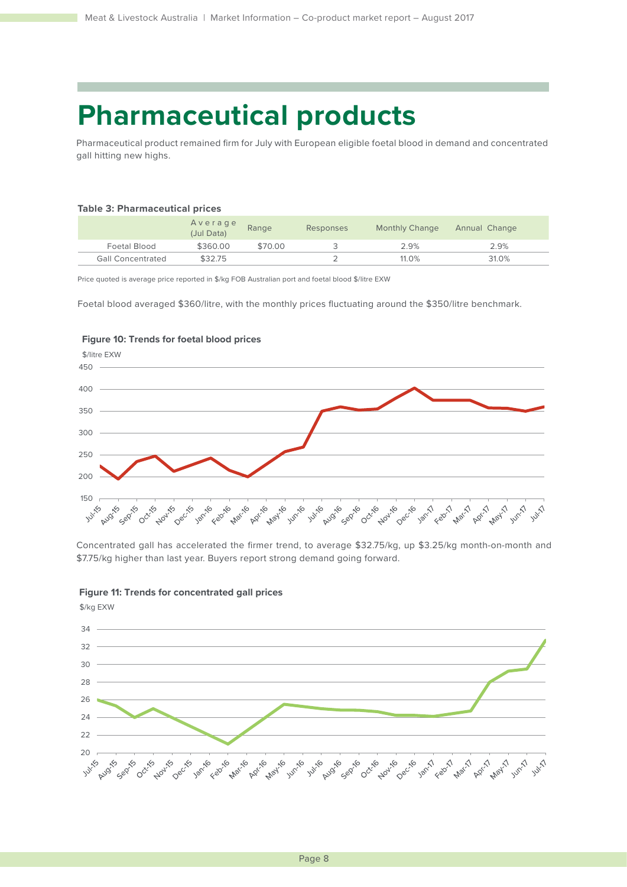# Pharmaceutical products

Pharmaceutical product remained firm for July with European eligible foetal blood in demand and concentrated gall hitting new highs.

**Table 3: Pharmaceutical prices**

| | Average (Jul Data) | Range | Responses | Monthly Change | Annual Change |
|---|---|---|---|---|---|
| Foetal Blood | $360.00 | $70.00 | 3 | 2.9% | 2.9% |
| Gall Concentrated | $32.75 | | 2 | 11.0% | 31.0% |

Price quoted is average price reported in $/kg FOB Australian port and foetal blood $/litre EXW

Foetal blood averaged $360/litre, with the monthly prices fluctuating around the $350/litre benchmark.

**Figure 10: Trends for foetal blood prices**

Concentrated gall has accelerated the firmer trend, to average $32.75/kg, up $3.25/kg month-on-month and $7.75/kg higher than last year. Buyers report strong demand going forward.

**Figure 11: Trends for concentrated gall prices**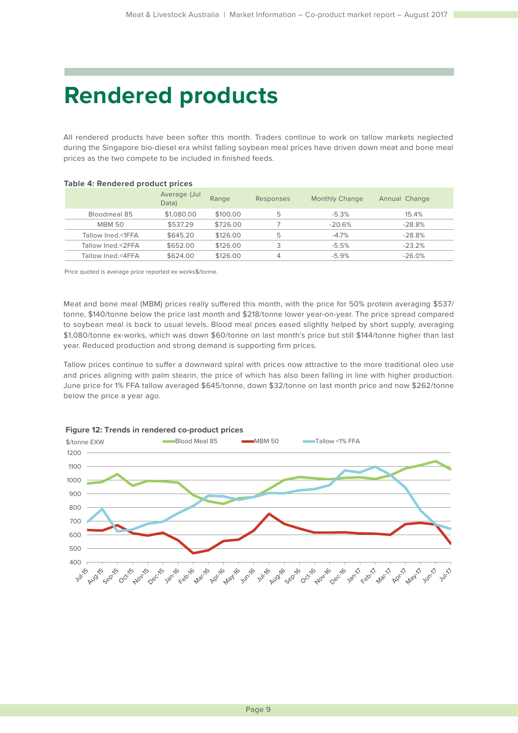# Rendered products

All rendered products have been softer this month. Traders continue to work on tallow markets neglected during the Singapore bio-diesel era whilst falling soybean meal prices have driven down meat and bone meal prices as the two compete to be included in finished feeds.

**Table 4: Rendered product prices**

| | Average (Jul Data) | Range | Responses | Monthly Change | Annual Change |
|---|---|---|---|---|---|
| Bloodmeal 85 | $1,080.00 | $100.00 | 5 | -5.3% | 15.4% |
| MBM 50 | $537.29 | $726.00 | 7 | -20.6% | -28.8% |
| Tallow Ined.<1FFA | $645.20 | $126.00 | 5 | -4.7% | -28.8% |
| Tallow Ined.<2FFA | $652.00 | $126.00 | 3 | -5.5% | -23.2% |
| Tallow Ined.<4FFA | $624.00 | $126.00 | 4 | -5.9% | -26.0% |

Price quoted is average price reported ex works$/tonne.

Meat and bone meal (MBM) prices really suffered this month, with the price for 50% protein averaging $537/tonne, $140/tonne below the price last month and $218/tonne lower year-on-year. The price spread compared to soybean meal is back to usual levels. Blood meal prices eased slightly helped by short supply, averaging $1,080/tonne ex-works, which was down $60/tonne on last month's price but still $144/tonne higher than last year. Reduced production and strong demand is supporting firm prices.

Tallow prices continue to suffer a downward spiral with prices now attractive to the more traditional oleo use and prices aligning with palm stearin, the price of which has also been falling in line with higher production. June price for 1% FFA tallow averaged $645/tonne, down $32/tonne on last month price and now $262/tonne below the price a year ago.

**Figure 12: Trends in rendered co-product prices**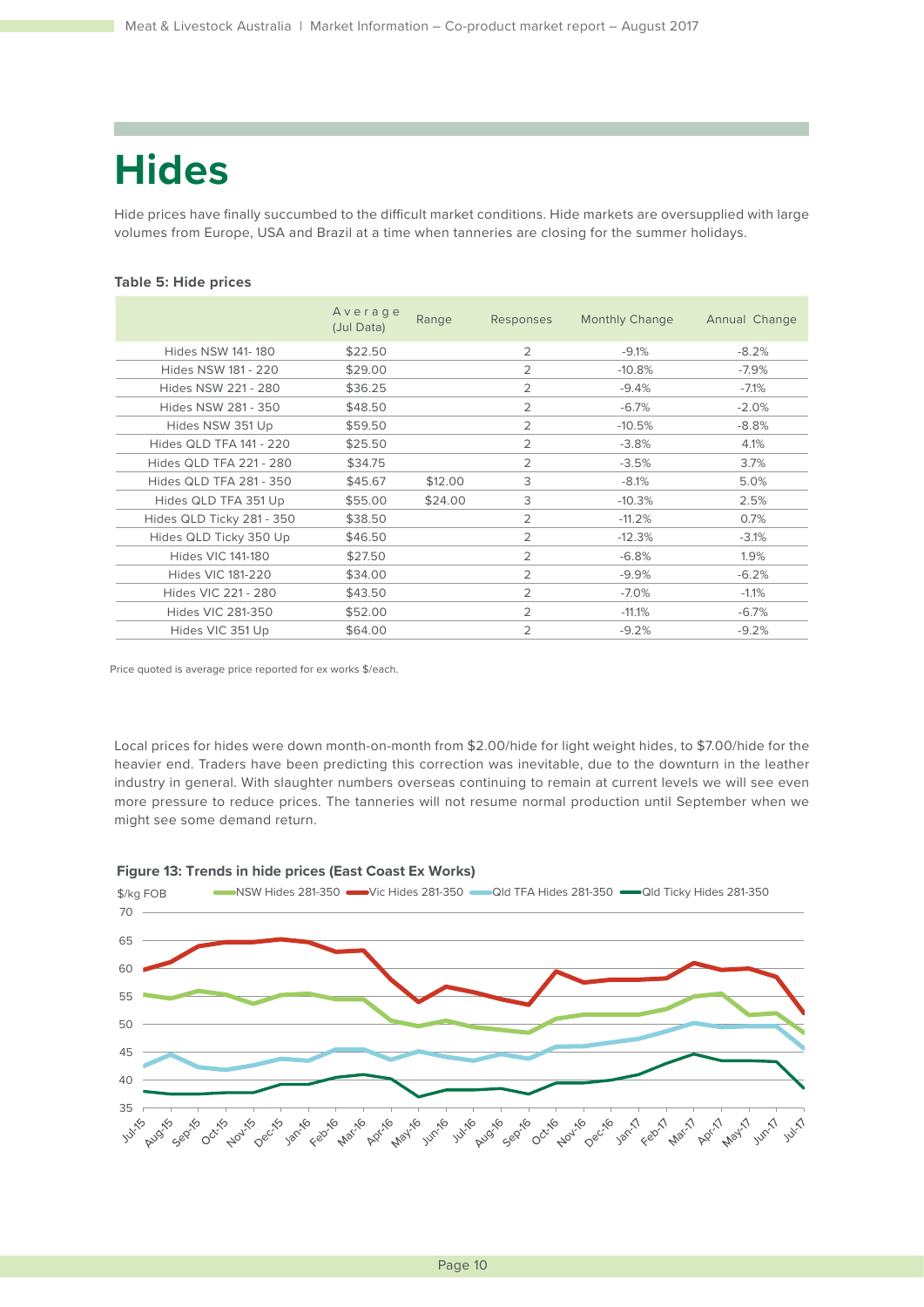# Hides

Hide prices have finally succumbed to the difficult market conditions. Hide markets are oversupplied with large volumes from Europe, USA and Brazil at a time when tanneries are closing for the summer holidays.

**Table 5: Hide prices**

| | Average (Jul Data) | Range | Responses | Monthly Change | Annual Change |
|---|---|---|---|---|---|
| Hides NSW 141- 180 | $22.50 | | 2 | -9.1% | -8.2% |
| Hides NSW 181 - 220 | $29.00 | | 2 | -10.8% | -7.9% |
| Hides NSW 221 - 280 | $36.25 | | 2 | -9.4% | -7.1% |
| Hides NSW 281 - 350 | $48.50 | | 2 | -6.7% | -2.0% |
| Hides NSW 351 Up | $59.50 | | 2 | -10.5% | -8.8% |
| Hides QLD TFA 141 - 220 | $25.50 | | 2 | -3.8% | 4.1% |
| Hides QLD TFA 221 - 280 | $34.75 | | 2 | -3.5% | 3.7% |
| Hides QLD TFA 281 - 350 | $45.67 | $12.00 | 3 | -8.1% | 5.0% |
| Hides QLD TFA 351 Up | $55.00 | $24.00 | 3 | -10.3% | 2.5% |
| Hides QLD Ticky 281 - 350 | $38.50 | | 2 | -11.2% | 0.7% |
| Hides QLD Ticky 350 Up | $46.50 | | 2 | -12.3% | -3.1% |
| Hides VIC 141-180 | $27.50 | | 2 | -6.8% | 1.9% |
| Hides VIC 181-220 | $34.00 | | 2 | -9.9% | -6.2% |
| Hides VIC 221 - 280 | $43.50 | | 2 | -7.0% | -1.1% |
| Hides VIC 281-350 | $52.00 | | 2 | -11.1% | -6.7% |
| Hides VIC 351 Up | $64.00 | | 2 | -9.2% | -9.2% |

Price quoted is average price reported for ex works $/each.

Local prices for hides were down month-on-month from $2.00/hide for light weight hides, to $7.00/hide for the heavier end. Traders have been predicting this correction was inevitable, due to the downturn in the leather industry in general. With slaughter numbers overseas continuing to remain at current levels we will see even more pressure to reduce prices. The tanneries will not resume normal production until September when we might see some demand return.

**Figure 13: Trends in hide prices (East Coast Ex Works)**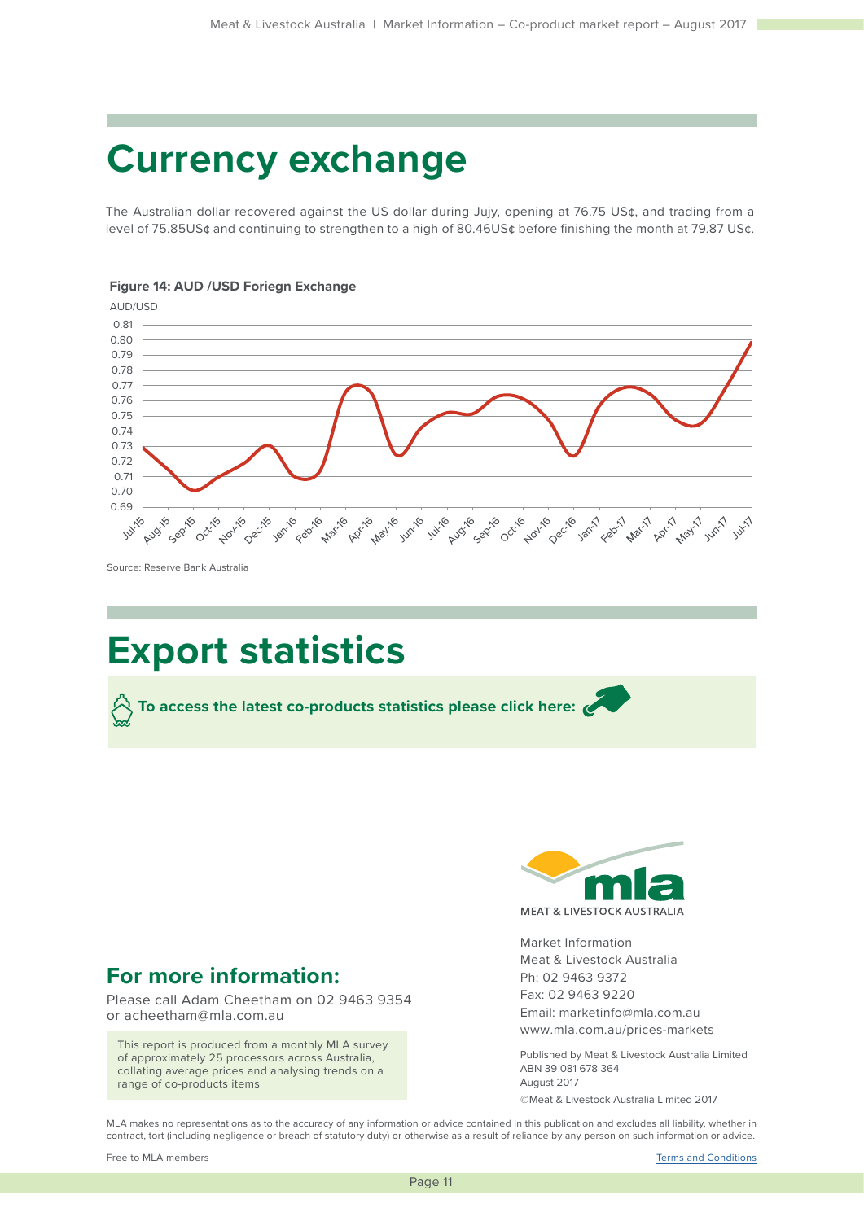# Currency exchange

The Australian dollar recovered against the US dollar during Jujy, opening at 76.75 US¢, and trading from a level of 75.85US¢ and continuing to strengthen to a high of 80.46US¢ before finishing the month at 79.87 US¢.

**Figure 14: AUD /USD Foriegn Exchange**

AUD/USD

0.81
0.80
0.79
0.78
0.77
0.76
0.75
0.74
0.73
0.72
0.71
0.70
0.69

Jul-15 Aug-15 Sep-15 Oct-15 Nov-15 Dec-15 Jan-16 Feb-16 Mar-16 Apr-16 May-16 Jun-16 Jul-16 Aug-16 Sep-16 Oct-16 Nov-16 Dec-16 Jan-17 Feb-17 Mar-17 Apr-17 May-17 Jun-17 Jul-17

Source: Reserve Bank Australia

# Export statistics

**To access the latest co-products statistics please click here:**

## For more information:

Please call Adam Cheetham on 02 9463 9354 or acheetham@mla.com.au

This report is produced from a monthly MLA survey of approximately 25 processors across Australia, collating average prices and analysing trends on a range of co-products items

MEAT & LIVESTOCK AUSTRALIA

Market Information
Meat & Livestock Australia
Ph: 02 9463 9372
Fax: 02 9463 9220
Email: marketinfo@mla.com.au
www.mla.com.au/prices-markets

Published by Meat & Livestock Australia Limited
ABN 39 081 678 364
August 2017
©Meat & Livestock Australia Limited 2017

MLA makes no representations as to the accuracy of any information or advice contained in this publication and excludes all liability, whether in contract, tort (including negligence or breach of statutory duty) or otherwise as a result of reliance by any person on such information or advice.

Free to MLA members

Terms and Conditions